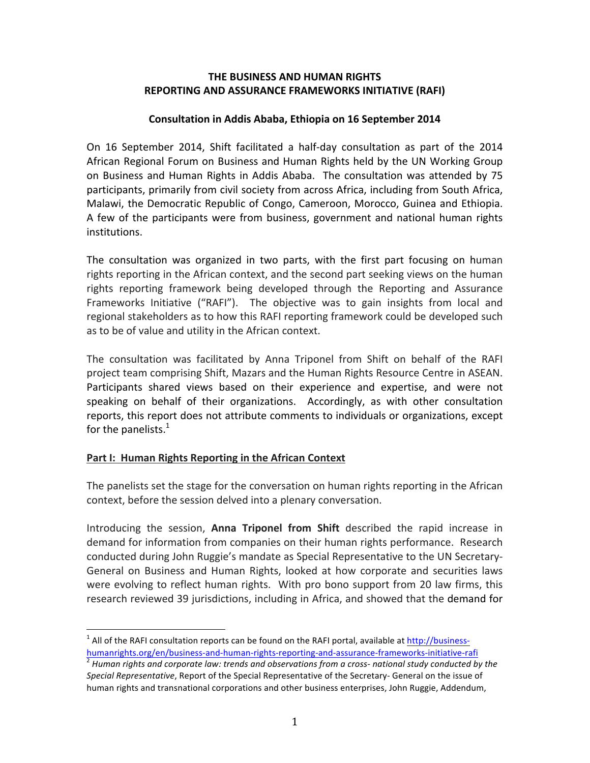**THE BUSINESS AND HUMAN RIGHTS REPORTING AND ASSURANCE FRAMEWORKS INITIATIVE (RAFI)**

**Consultation in Addis Ababa, Ethiopia on 16 September 2014**

On 16 September 2014, Shift facilitated a half-day consultation as part of the 2014 African Regional Forum on Business and Human Rights held by the UN Working Group on Business and Human Rights in Addis Ababa. The consultation was attended by 75 participants, primarily from civil society from across Africa, including from South Africa, Malawi, the Democratic Republic of Congo, Cameroon, Morocco, Guinea and Ethiopia. A few of the participants were from business, government and national human rights institutions.

The consultation was organized in two parts, with the first part focusing on human rights reporting in the African context, and the second part seeking views on the human rights reporting framework being developed through the Reporting and Assurance Frameworks Initiative ("RAFI"). The objective was to gain insights from local and regional stakeholders as to how this RAFI reporting framework could be developed such as to be of value and utility in the African context.

The consultation was facilitated by Anna Triponel from Shift on behalf of the RAFI project team comprising Shift, Mazars and the Human Rights Resource Centre in ASEAN. Participants shared views based on their experience and expertise, and were not speaking on behalf of their organizations. Accordingly, as with other consultation reports, this report does not attribute comments to individuals or organizations, except for the panelists.[1]

**Part I: Human Rights Reporting in the African Context**

The panelists set the stage for the conversation on human rights reporting in the African context, before the session delved into a plenary conversation.

Introducing the session, **Anna Triponel from Shift** described the rapid increase in demand for information from companies on their human rights performance. Research conducted during John Ruggie's mandate as Special Representative to the UN Secretary-General on Business and Human Rights, looked at how corporate and securities laws were evolving to reflect human rights. With pro bono support from 20 law firms, this research reviewed 39 jurisdictions, including in Africa, and showed that the demand for

---

[1] All of the RAFI consultation reports can be found on the RAFI portal, available at http://business-humanrights.org/en/business-and-human-rights-reporting-and-assurance-frameworks-initiative-rafi

[2] *Human rights and corporate law: trends and observations from a cross- national study conducted by the Special Representative*, Report of the Special Representative of the Secretary- General on the issue of human rights and transnational corporations and other business enterprises, John Ruggie, Addendum,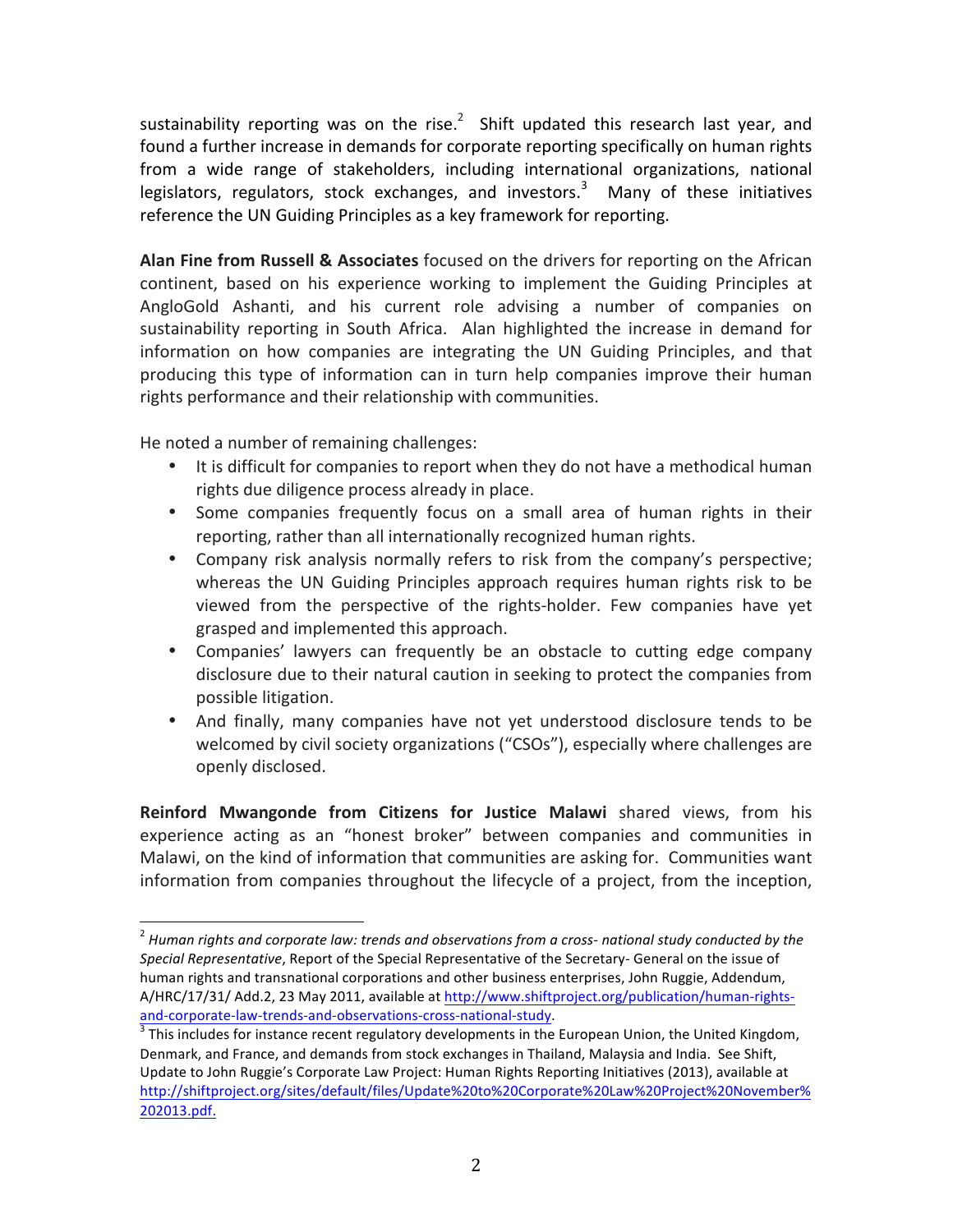sustainability reporting was on the rise.[2] Shift updated this research last year, and found a further increase in demands for corporate reporting specifically on human rights from a wide range of stakeholders, including international organizations, national legislators, regulators, stock exchanges, and investors.[3] Many of these initiatives reference the UN Guiding Principles as a key framework for reporting.

**Alan Fine from Russell & Associates** focused on the drivers for reporting on the African continent, based on his experience working to implement the Guiding Principles at AngloGold Ashanti, and his current role advising a number of companies on sustainability reporting in South Africa. Alan highlighted the increase in demand for information on how companies are integrating the UN Guiding Principles, and that producing this type of information can in turn help companies improve their human rights performance and their relationship with communities.

He noted a number of remaining challenges:

- It is difficult for companies to report when they do not have a methodical human rights due diligence process already in place.
- Some companies frequently focus on a small area of human rights in their reporting, rather than all internationally recognized human rights.
- Company risk analysis normally refers to risk from the company's perspective; whereas the UN Guiding Principles approach requires human rights risk to be viewed from the perspective of the rights-holder. Few companies have yet grasped and implemented this approach.
- Companies' lawyers can frequently be an obstacle to cutting edge company disclosure due to their natural caution in seeking to protect the companies from possible litigation.
- And finally, many companies have not yet understood disclosure tends to be welcomed by civil society organizations ("CSOs"), especially where challenges are openly disclosed.

**Reinford Mwangonde from Citizens for Justice Malawi** shared views, from his experience acting as an "honest broker" between companies and communities in Malawi, on the kind of information that communities are asking for. Communities want information from companies throughout the lifecycle of a project, from the inception,

---

[2] *Human rights and corporate law: trends and observations from a cross- national study conducted by the Special Representative*, Report of the Special Representative of the Secretary- General on the issue of human rights and transnational corporations and other business enterprises, John Ruggie, Addendum, A/HRC/17/31/ Add.2, 23 May 2011, available at http://www.shiftproject.org/publication/human-rights-and-corporate-law-trends-and-observations-cross-national-study.

[3] This includes for instance recent regulatory developments in the European Union, the United Kingdom, Denmark, and France, and demands from stock exchanges in Thailand, Malaysia and India. See Shift, Update to John Ruggie's Corporate Law Project: Human Rights Reporting Initiatives (2013), available at http://shiftproject.org/sites/default/files/Update%20to%20Corporate%20Law%20Project%20November%202013.pdf.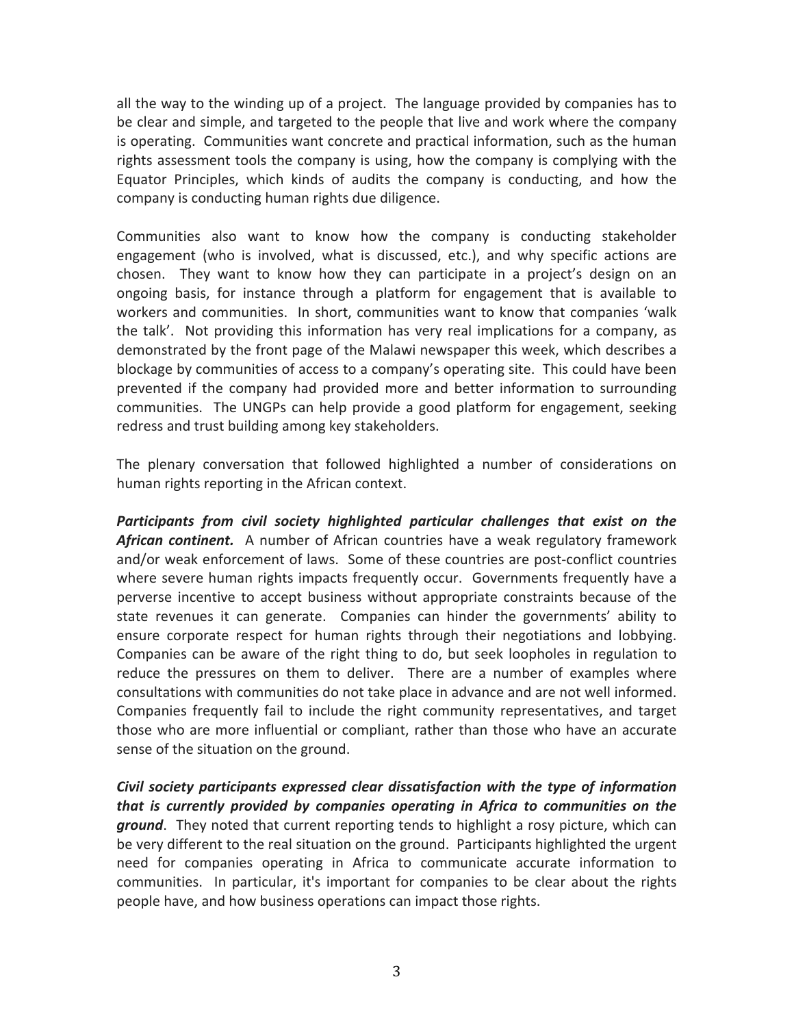all the way to the winding up of a project. The language provided by companies has to be clear and simple, and targeted to the people that live and work where the company is operating. Communities want concrete and practical information, such as the human rights assessment tools the company is using, how the company is complying with the Equator Principles, which kinds of audits the company is conducting, and how the company is conducting human rights due diligence.

Communities also want to know how the company is conducting stakeholder engagement (who is involved, what is discussed, etc.), and why specific actions are chosen. They want to know how they can participate in a project's design on an ongoing basis, for instance through a platform for engagement that is available to workers and communities. In short, communities want to know that companies 'walk the talk'. Not providing this information has very real implications for a company, as demonstrated by the front page of the Malawi newspaper this week, which describes a blockage by communities of access to a company's operating site. This could have been prevented if the company had provided more and better information to surrounding communities. The UNGPs can help provide a good platform for engagement, seeking redress and trust building among key stakeholders.

The plenary conversation that followed highlighted a number of considerations on human rights reporting in the African context.

***Participants from civil society highlighted particular challenges that exist on the African continent.*** A number of African countries have a weak regulatory framework and/or weak enforcement of laws. Some of these countries are post-conflict countries where severe human rights impacts frequently occur. Governments frequently have a perverse incentive to accept business without appropriate constraints because of the state revenues it can generate. Companies can hinder the governments' ability to ensure corporate respect for human rights through their negotiations and lobbying. Companies can be aware of the right thing to do, but seek loopholes in regulation to reduce the pressures on them to deliver. There are a number of examples where consultations with communities do not take place in advance and are not well informed. Companies frequently fail to include the right community representatives, and target those who are more influential or compliant, rather than those who have an accurate sense of the situation on the ground.

***Civil society participants expressed clear dissatisfaction with the type of information that is currently provided by companies operating in Africa to communities on the ground***. They noted that current reporting tends to highlight a rosy picture, which can be very different to the real situation on the ground. Participants highlighted the urgent need for companies operating in Africa to communicate accurate information to communities. In particular, it's important for companies to be clear about the rights people have, and how business operations can impact those rights.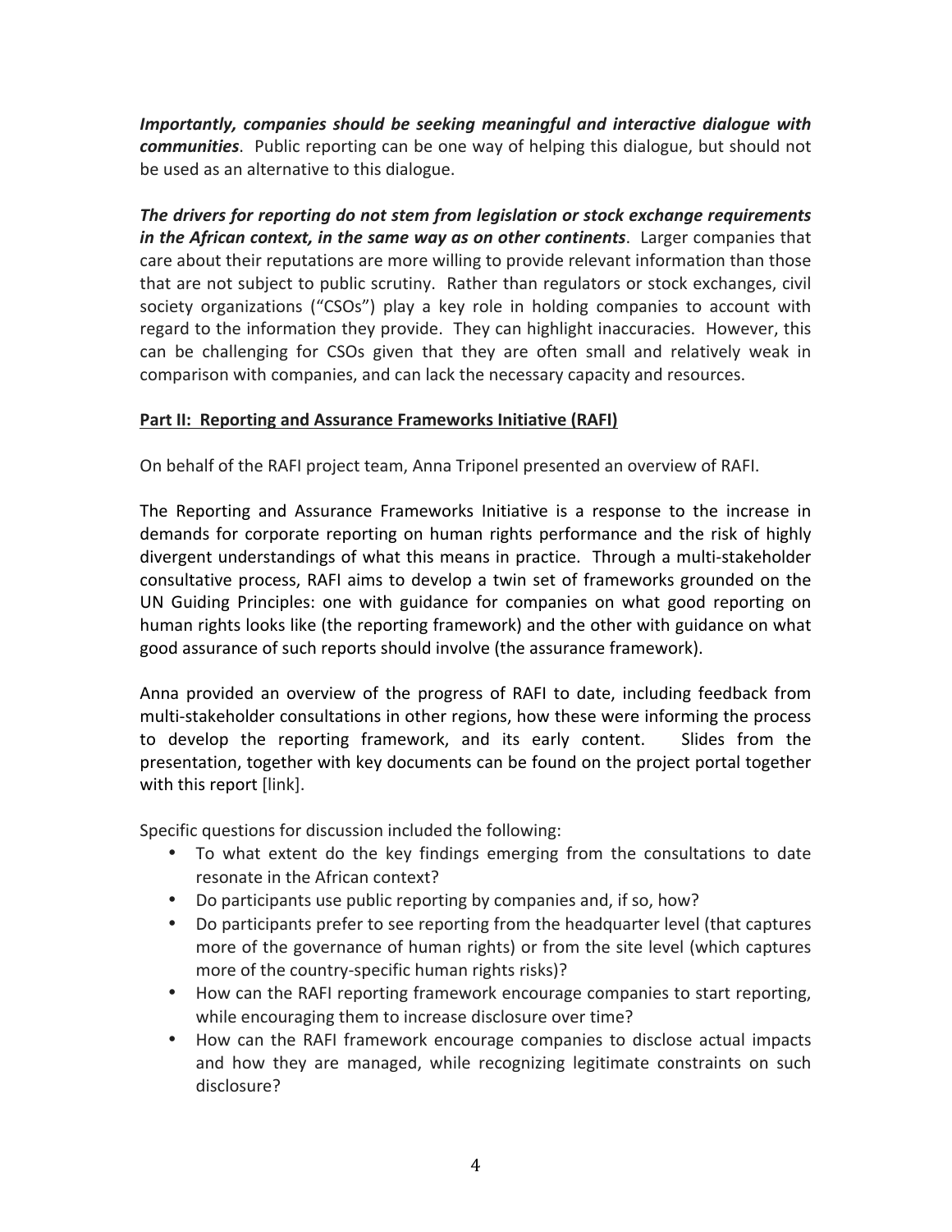***Importantly, companies should be seeking meaningful and interactive dialogue with communities***. Public reporting can be one way of helping this dialogue, but should not be used as an alternative to this dialogue.

***The drivers for reporting do not stem from legislation or stock exchange requirements in the African context, in the same way as on other continents***. Larger companies that care about their reputations are more willing to provide relevant information than those that are not subject to public scrutiny. Rather than regulators or stock exchanges, civil society organizations ("CSOs") play a key role in holding companies to account with regard to the information they provide. They can highlight inaccuracies. However, this can be challenging for CSOs given that they are often small and relatively weak in comparison with companies, and can lack the necessary capacity and resources.

**Part II: Reporting and Assurance Frameworks Initiative (RAFI)**

On behalf of the RAFI project team, Anna Triponel presented an overview of RAFI.

The Reporting and Assurance Frameworks Initiative is a response to the increase in demands for corporate reporting on human rights performance and the risk of highly divergent understandings of what this means in practice. Through a multi-stakeholder consultative process, RAFI aims to develop a twin set of frameworks grounded on the UN Guiding Principles: one with guidance for companies on what good reporting on human rights looks like (the reporting framework) and the other with guidance on what good assurance of such reports should involve (the assurance framework).

Anna provided an overview of the progress of RAFI to date, including feedback from multi-stakeholder consultations in other regions, how these were informing the process to develop the reporting framework, and its early content. Slides from the presentation, together with key documents can be found on the project portal together with this report [link].

Specific questions for discussion included the following:

- To what extent do the key findings emerging from the consultations to date resonate in the African context?
- Do participants use public reporting by companies and, if so, how?
- Do participants prefer to see reporting from the headquarter level (that captures more of the governance of human rights) or from the site level (which captures more of the country-specific human rights risks)?
- How can the RAFI reporting framework encourage companies to start reporting, while encouraging them to increase disclosure over time?
- How can the RAFI framework encourage companies to disclose actual impacts and how they are managed, while recognizing legitimate constraints on such disclosure?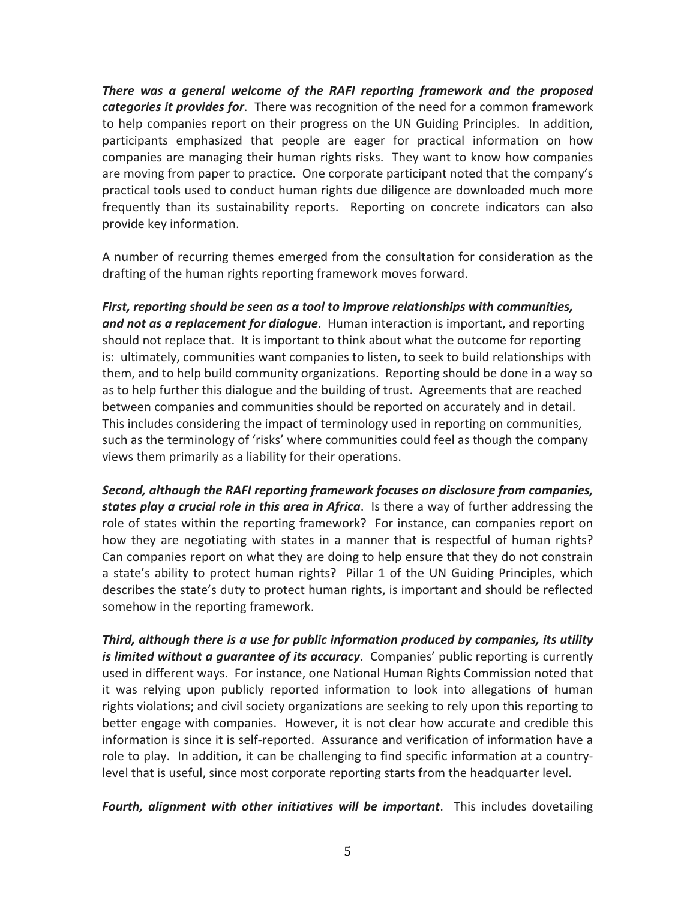***There was a general welcome of the RAFI reporting framework and the proposed categories it provides for***. There was recognition of the need for a common framework to help companies report on their progress on the UN Guiding Principles. In addition, participants emphasized that people are eager for practical information on how companies are managing their human rights risks. They want to know how companies are moving from paper to practice. One corporate participant noted that the company's practical tools used to conduct human rights due diligence are downloaded much more frequently than its sustainability reports. Reporting on concrete indicators can also provide key information.

A number of recurring themes emerged from the consultation for consideration as the drafting of the human rights reporting framework moves forward.

***First, reporting should be seen as a tool to improve relationships with communities, and not as a replacement for dialogue***. Human interaction is important, and reporting should not replace that. It is important to think about what the outcome for reporting is: ultimately, communities want companies to listen, to seek to build relationships with them, and to help build community organizations. Reporting should be done in a way so as to help further this dialogue and the building of trust. Agreements that are reached between companies and communities should be reported on accurately and in detail. This includes considering the impact of terminology used in reporting on communities, such as the terminology of 'risks' where communities could feel as though the company views them primarily as a liability for their operations.

***Second, although the RAFI reporting framework focuses on disclosure from companies, states play a crucial role in this area in Africa***. Is there a way of further addressing the role of states within the reporting framework? For instance, can companies report on how they are negotiating with states in a manner that is respectful of human rights? Can companies report on what they are doing to help ensure that they do not constrain a state's ability to protect human rights? Pillar 1 of the UN Guiding Principles, which describes the state's duty to protect human rights, is important and should be reflected somehow in the reporting framework.

***Third, although there is a use for public information produced by companies, its utility is limited without a guarantee of its accuracy***. Companies' public reporting is currently used in different ways. For instance, one National Human Rights Commission noted that it was relying upon publicly reported information to look into allegations of human rights violations; and civil society organizations are seeking to rely upon this reporting to better engage with companies. However, it is not clear how accurate and credible this information is since it is self-reported. Assurance and verification of information have a role to play. In addition, it can be challenging to find specific information at a country-level that is useful, since most corporate reporting starts from the headquarter level.

***Fourth, alignment with other initiatives will be important***. This includes dovetailing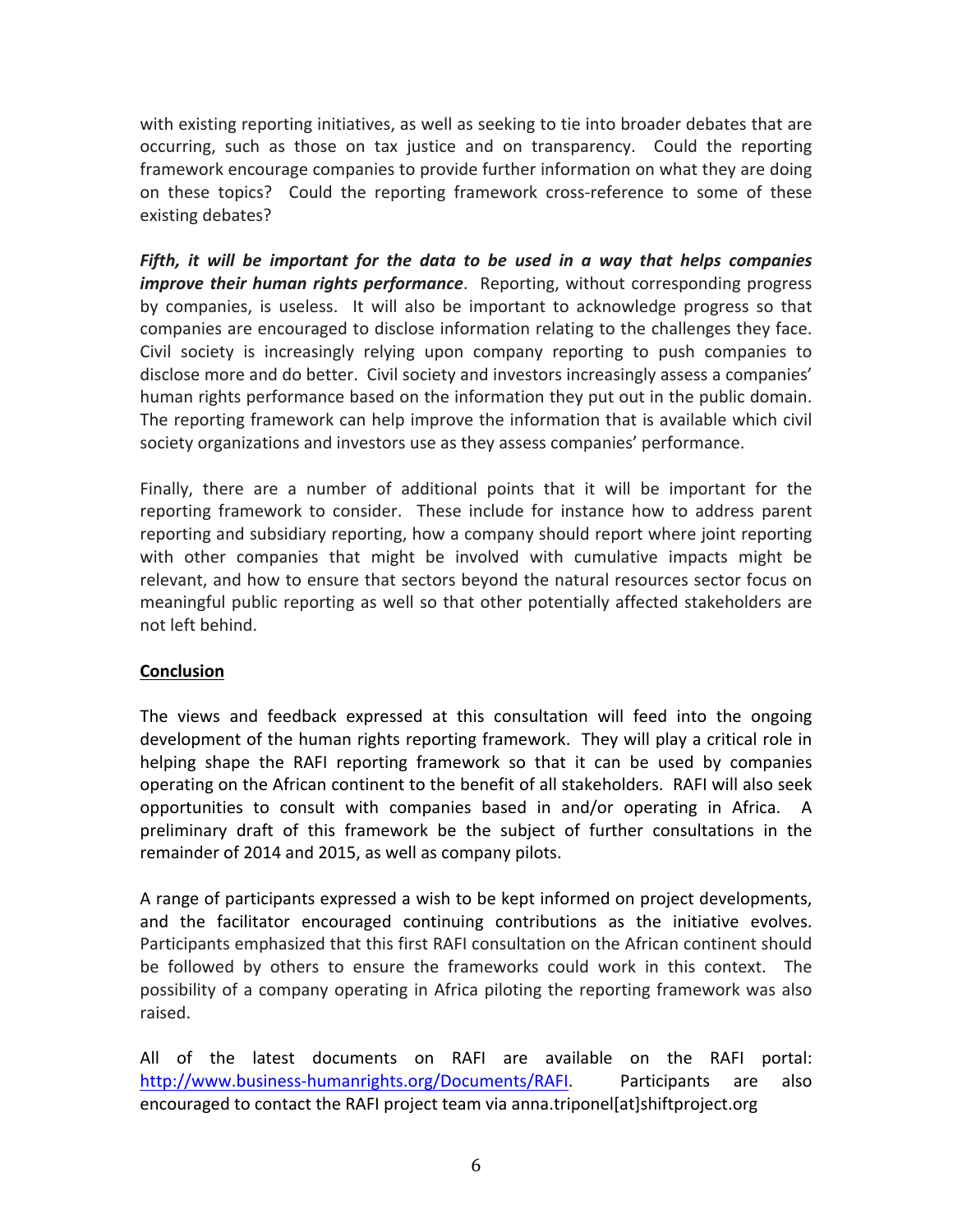with existing reporting initiatives, as well as seeking to tie into broader debates that are occurring, such as those on tax justice and on transparency. Could the reporting framework encourage companies to provide further information on what they are doing on these topics? Could the reporting framework cross-reference to some of these existing debates?

***Fifth, it will be important for the data to be used in a way that helps companies improve their human rights performance***. Reporting, without corresponding progress by companies, is useless. It will also be important to acknowledge progress so that companies are encouraged to disclose information relating to the challenges they face. Civil society is increasingly relying upon company reporting to push companies to disclose more and do better. Civil society and investors increasingly assess a companies' human rights performance based on the information they put out in the public domain. The reporting framework can help improve the information that is available which civil society organizations and investors use as they assess companies' performance.

Finally, there are a number of additional points that it will be important for the reporting framework to consider. These include for instance how to address parent reporting and subsidiary reporting, how a company should report where joint reporting with other companies that might be involved with cumulative impacts might be relevant, and how to ensure that sectors beyond the natural resources sector focus on meaningful public reporting as well so that other potentially affected stakeholders are not left behind.

## Conclusion

The views and feedback expressed at this consultation will feed into the ongoing development of the human rights reporting framework. They will play a critical role in helping shape the RAFI reporting framework so that it can be used by companies operating on the African continent to the benefit of all stakeholders. RAFI will also seek opportunities to consult with companies based in and/or operating in Africa. A preliminary draft of this framework be the subject of further consultations in the remainder of 2014 and 2015, as well as company pilots.

A range of participants expressed a wish to be kept informed on project developments, and the facilitator encouraged continuing contributions as the initiative evolves. Participants emphasized that this first RAFI consultation on the African continent should be followed by others to ensure the frameworks could work in this context. The possibility of a company operating in Africa piloting the reporting framework was also raised.

All of the latest documents on RAFI are available on the RAFI portal: [http://www.business-humanrights.org/Documents/RAFI](http://www.business-humanrights.org/Documents/RAFI). Participants are also encouraged to contact the RAFI project team via anna.triponel[at]shiftproject.org